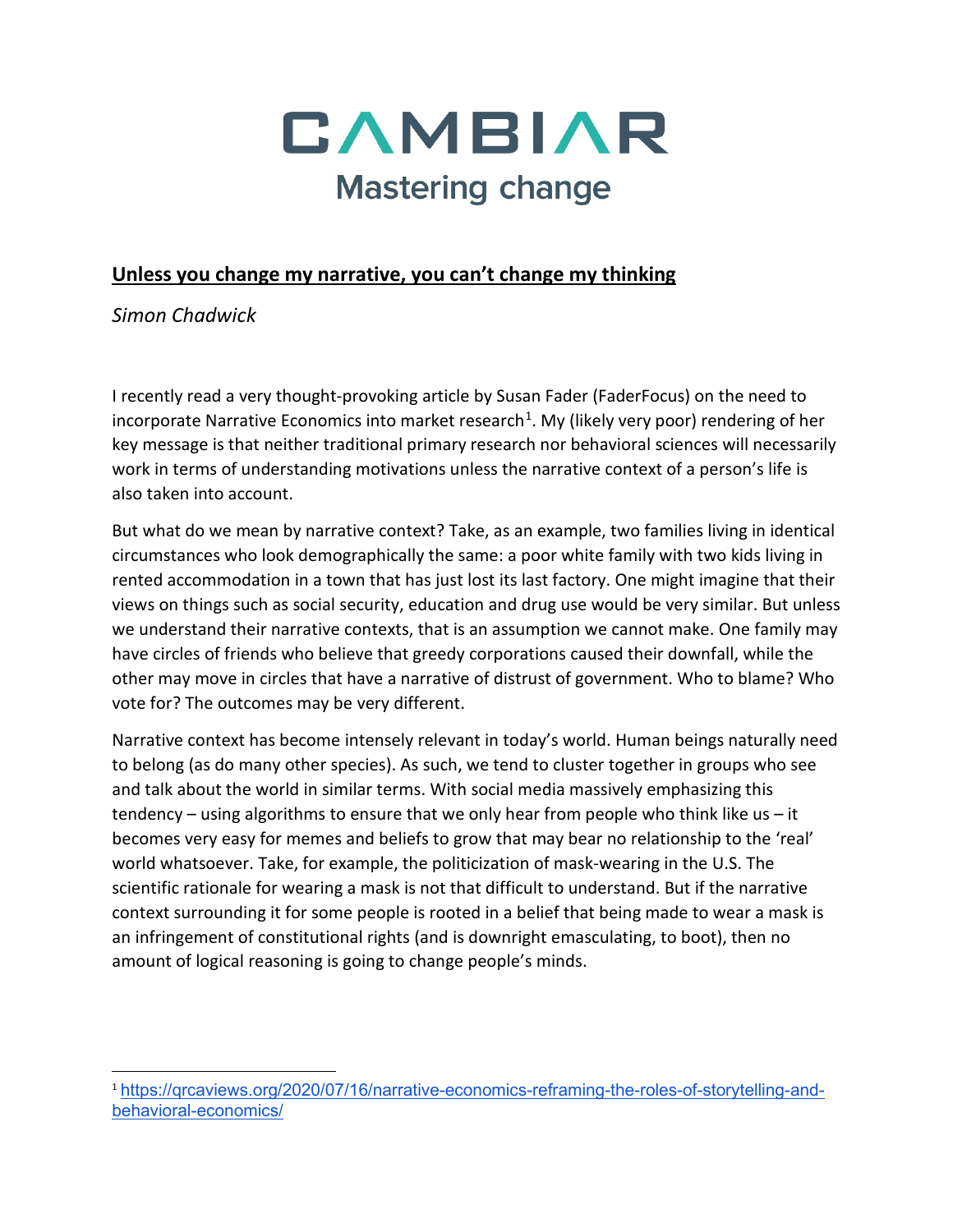# CAMBIAR

Mastering change

**Unless you change my narrative, you can't change my thinking**

*Simon Chadwick*

I recently read a very thought-provoking article by Susan Fader (FaderFocus) on the need to incorporate Narrative Economics into market research[1]. My (likely very poor) rendering of her key message is that neither traditional primary research nor behavioral sciences will necessarily work in terms of understanding motivations unless the narrative context of a person's life is also taken into account.

But what do we mean by narrative context? Take, as an example, two families living in identical circumstances who look demographically the same: a poor white family with two kids living in rented accommodation in a town that has just lost its last factory. One might imagine that their views on things such as social security, education and drug use would be very similar. But unless we understand their narrative contexts, that is an assumption we cannot make. One family may have circles of friends who believe that greedy corporations caused their downfall, while the other may move in circles that have a narrative of distrust of government. Who to blame? Who vote for? The outcomes may be very different.

Narrative context has become intensely relevant in today's world. Human beings naturally need to belong (as do many other species). As such, we tend to cluster together in groups who see and talk about the world in similar terms. With social media massively emphasizing this tendency – using algorithms to ensure that we only hear from people who think like us – it becomes very easy for memes and beliefs to grow that may bear no relationship to the 'real' world whatsoever. Take, for example, the politicization of mask-wearing in the U.S. The scientific rationale for wearing a mask is not that difficult to understand. But if the narrative context surrounding it for some people is rooted in a belief that being made to wear a mask is an infringement of constitutional rights (and is downright emasculating, to boot), then no amount of logical reasoning is going to change people's minds.

---

[1] https://qrcaviews.org/2020/07/16/narrative-economics-reframing-the-roles-of-storytelling-and-behavioral-economics/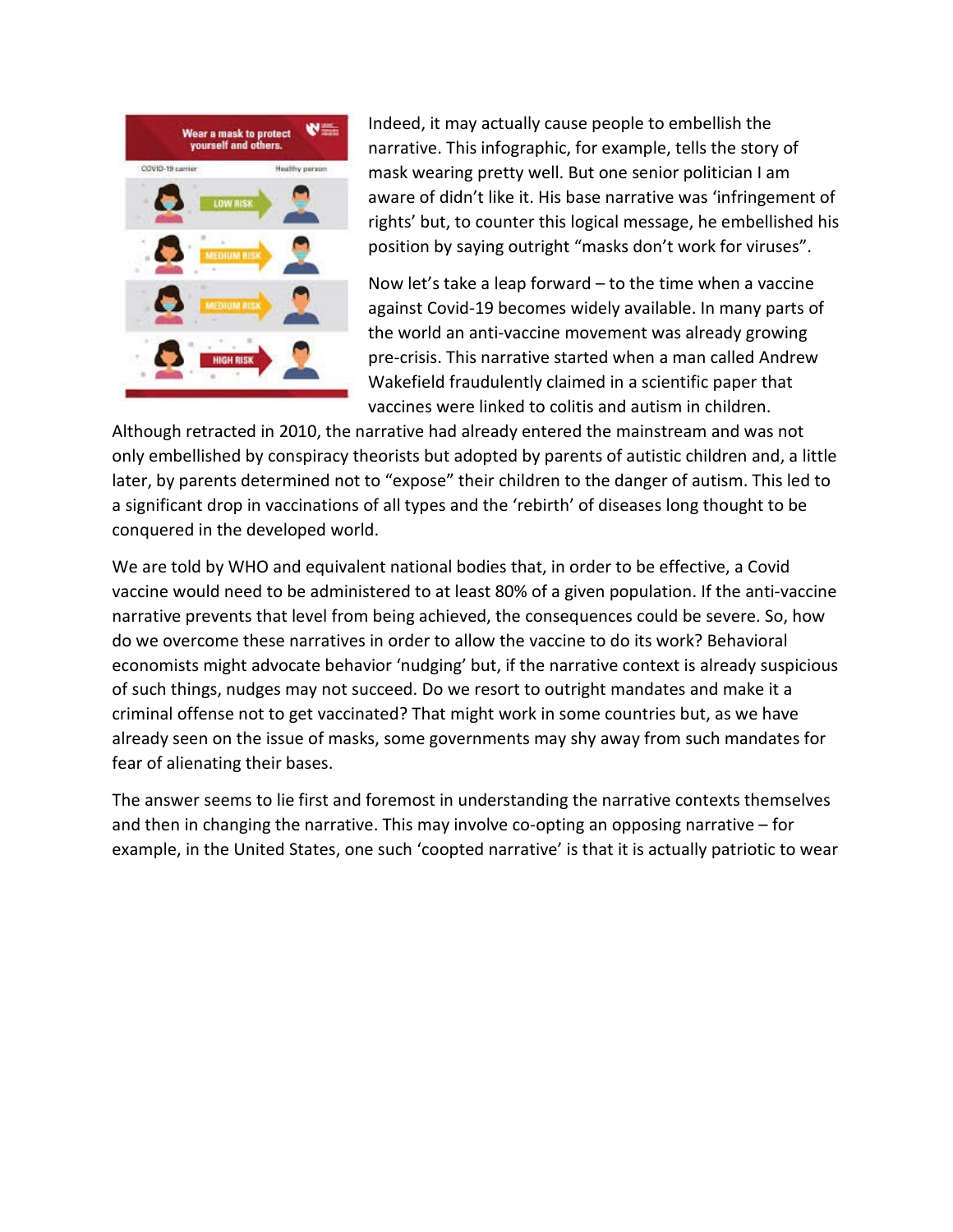Indeed, it may actually cause people to embellish the narrative. This infographic, for example, tells the story of mask wearing pretty well. But one senior politician I am aware of didn't like it. His base narrative was 'infringement of rights' but, to counter this logical message, he embellished his position by saying outright "masks don't work for viruses".

Now let's take a leap forward – to the time when a vaccine against Covid-19 becomes widely available. In many parts of the world an anti-vaccine movement was already growing pre-crisis. This narrative started when a man called Andrew Wakefield fraudulently claimed in a scientific paper that vaccines were linked to colitis and autism in children. Although retracted in 2010, the narrative had already entered the mainstream and was not only embellished by conspiracy theorists but adopted by parents of autistic children and, a little later, by parents determined not to "expose" their children to the danger of autism. This led to a significant drop in vaccinations of all types and the 'rebirth' of diseases long thought to be conquered in the developed world.

We are told by WHO and equivalent national bodies that, in order to be effective, a Covid vaccine would need to be administered to at least 80% of a given population. If the anti-vaccine narrative prevents that level from being achieved, the consequences could be severe. So, how do we overcome these narratives in order to allow the vaccine to do its work? Behavioral economists might advocate behavior 'nudging' but, if the narrative context is already suspicious of such things, nudges may not succeed. Do we resort to outright mandates and make it a criminal offense not to get vaccinated? That might work in some countries but, as we have already seen on the issue of masks, some governments may shy away from such mandates for fear of alienating their bases.

The answer seems to lie first and foremost in understanding the narrative contexts themselves and then in changing the narrative. This may involve co-opting an opposing narrative – for example, in the United States, one such 'coopted narrative' is that it is actually patriotic to wear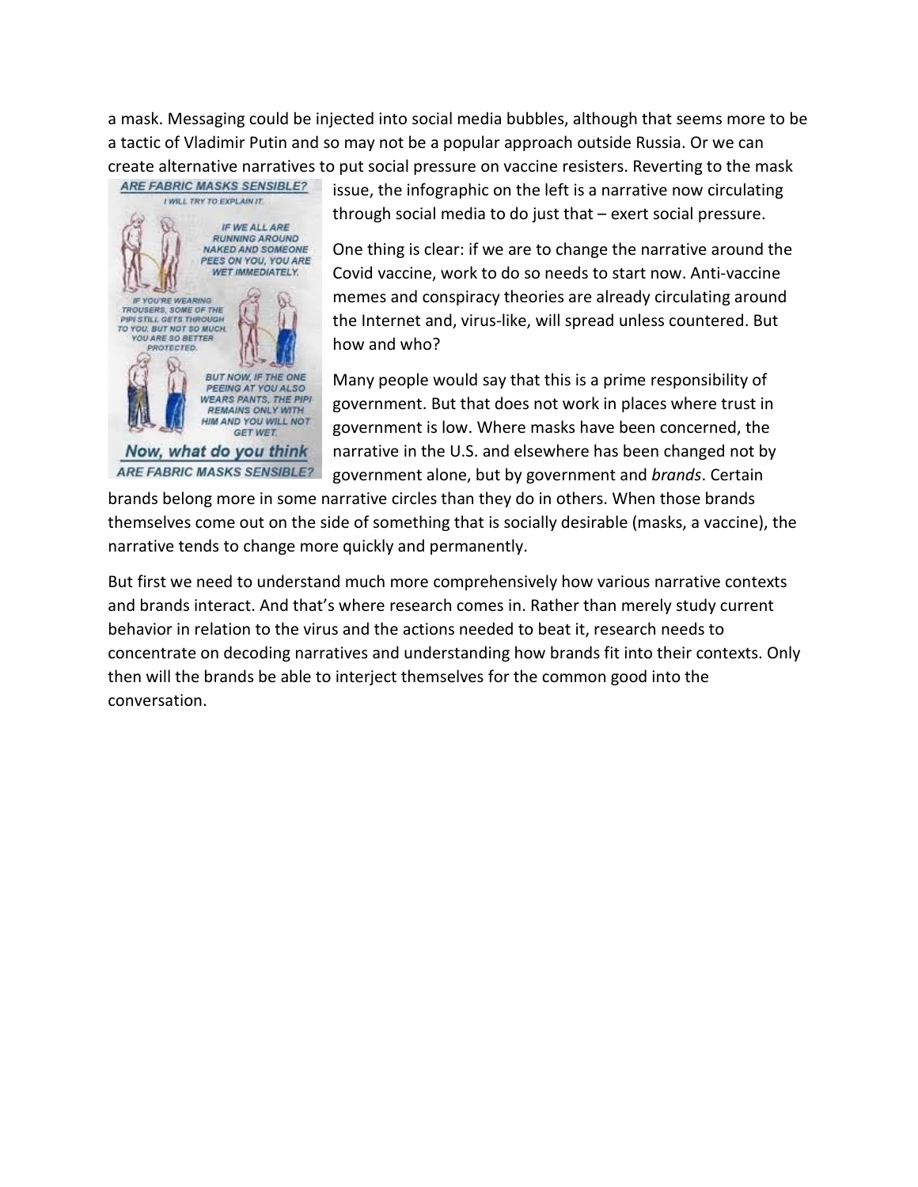a mask. Messaging could be injected into social media bubbles, although that seems more to be a tactic of Vladimir Putin and so may not be a popular approach outside Russia. Or we can create alternative narratives to put social pressure on vaccine resisters. Reverting to the mask issue, the infographic on the left is a narrative now circulating through social media to do just that – exert social pressure.

One thing is clear: if we are to change the narrative around the Covid vaccine, work to do so needs to start now. Anti-vaccine memes and conspiracy theories are already circulating around the Internet and, virus-like, will spread unless countered. But how and who?

Many people would say that this is a prime responsibility of government. But that does not work in places where trust in government is low. Where masks have been concerned, the narrative in the U.S. and elsewhere has been changed not by government alone, but by government and *brands*. Certain brands belong more in some narrative circles than they do in others. When those brands themselves come out on the side of something that is socially desirable (masks, a vaccine), the narrative tends to change more quickly and permanently.

But first we need to understand much more comprehensively how various narrative contexts and brands interact. And that's where research comes in. Rather than merely study current behavior in relation to the virus and the actions needed to beat it, research needs to concentrate on decoding narratives and understanding how brands fit into their contexts. Only then will the brands be able to interject themselves for the common good into the conversation.